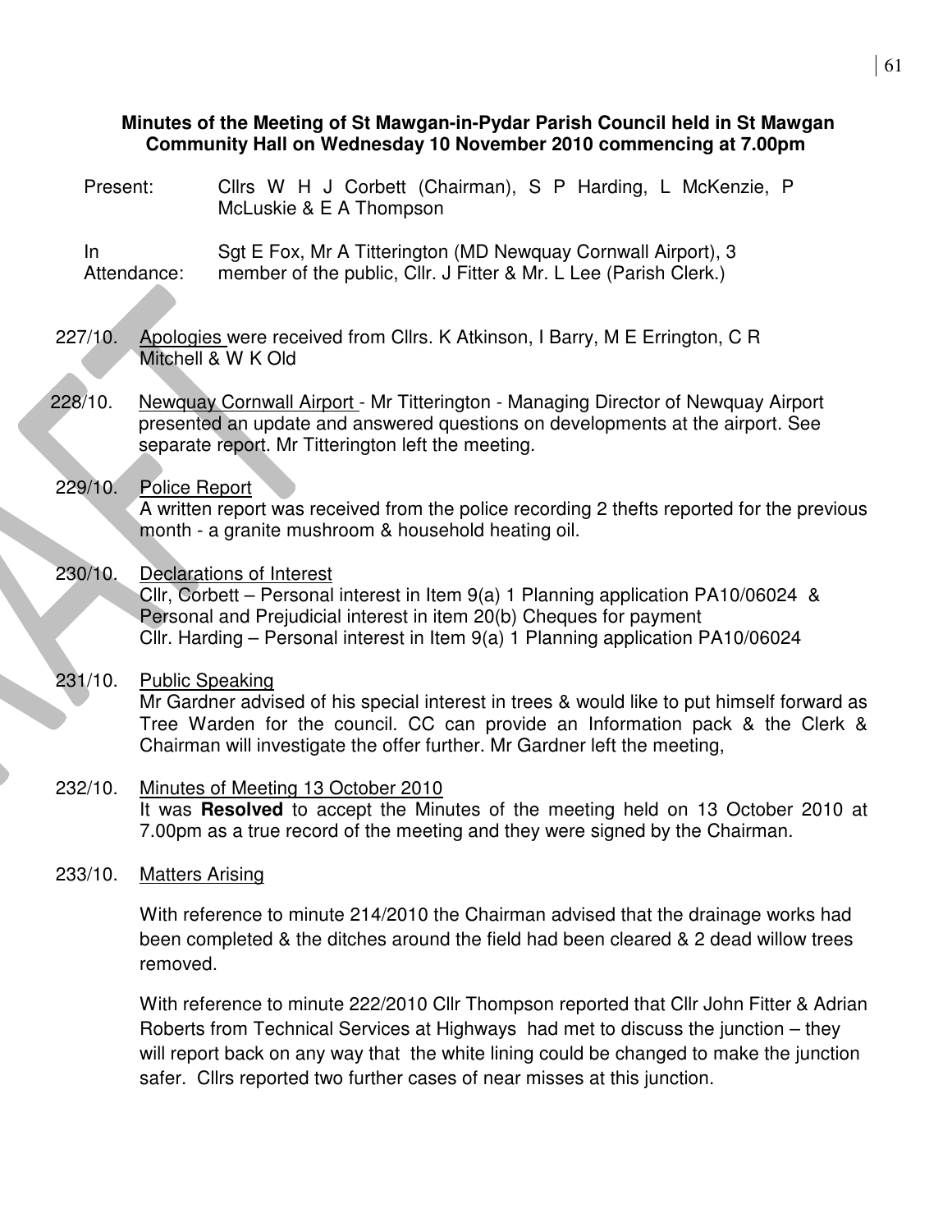**Minutes of the Meeting of St Mawgan-in-Pydar Parish Council held in St Mawgan Community Hall on Wednesday 10 November 2010 commencing at 7.00pm**

Present: Cllrs W H J Corbett (Chairman), S P Harding, L McKenzie, P McLuskie & E A Thompson

In Attendance: Sgt E Fox, Mr A Titterington (MD Newquay Cornwall Airport), 3 member of the public, Cllr. J Fitter & Mr. L Lee (Parish Clerk.)

227/10. Apologies were received from Cllrs. K Atkinson, I Barry, M E Errington, C R Mitchell & W K Old

228/10. Newquay Cornwall Airport - Mr Titterington - Managing Director of Newquay Airport presented an update and answered questions on developments at the airport. See separate report. Mr Titterington left the meeting.

229/10. Police Report
A written report was received from the police recording 2 thefts reported for the previous month - a granite mushroom & household heating oil.

230/10. Declarations of Interest
Cllr, Corbett – Personal interest in Item 9(a) 1 Planning application PA10/06024 & Personal and Prejudicial interest in item 20(b) Cheques for payment
Cllr. Harding – Personal interest in Item 9(a) 1 Planning application PA10/06024

231/10. Public Speaking
Mr Gardner advised of his special interest in trees & would like to put himself forward as Tree Warden for the council. CC can provide an Information pack & the Clerk & Chairman will investigate the offer further. Mr Gardner left the meeting,

232/10. Minutes of Meeting 13 October 2010
It was **Resolved** to accept the Minutes of the meeting held on 13 October 2010 at 7.00pm as a true record of the meeting and they were signed by the Chairman.

233/10. Matters Arising

With reference to minute 214/2010 the Chairman advised that the drainage works had been completed & the ditches around the field had been cleared & 2 dead willow trees removed.

With reference to minute 222/2010 Cllr Thompson reported that Cllr John Fitter & Adrian Roberts from Technical Services at Highways had met to discuss the junction – they will report back on any way that the white lining could be changed to make the junction safer. Cllrs reported two further cases of near misses at this junction.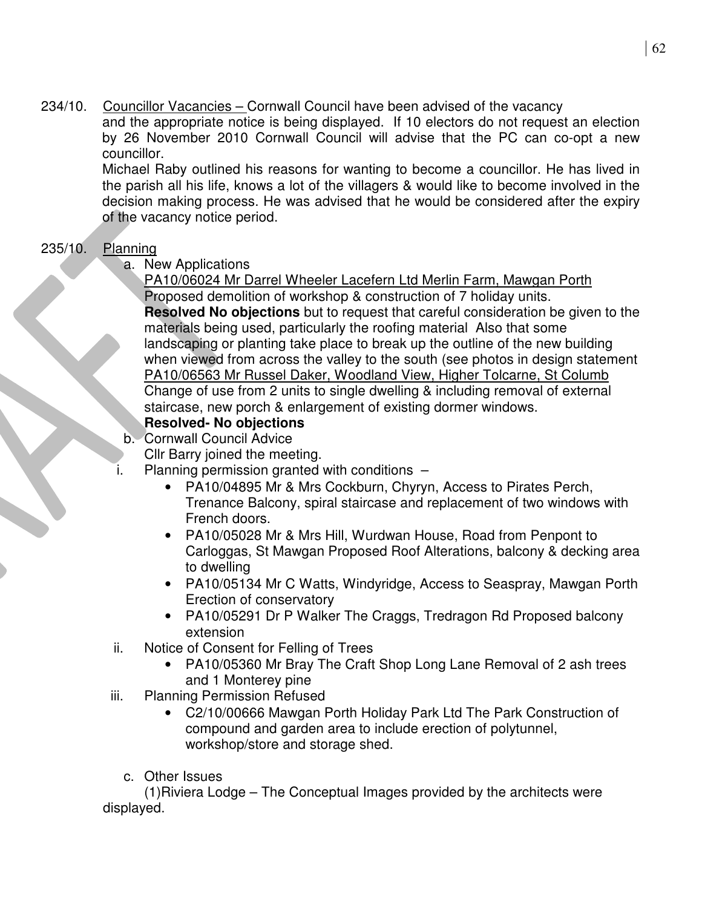234/10. Councillor Vacancies – Cornwall Council have been advised of the vacancy and the appropriate notice is being displayed. If 10 electors do not request an election by 26 November 2010 Cornwall Council will advise that the PC can co-opt a new councillor.

Michael Raby outlined his reasons for wanting to become a councillor. He has lived in the parish all his life, knows a lot of the villagers & would like to become involved in the decision making process. He was advised that he would be considered after the expiry of the vacancy notice period.

235/10. Planning

a. New Applications

PA10/06024 Mr Darrel Wheeler Lacefern Ltd Merlin Farm, Mawgan Porth
Proposed demolition of workshop & construction of 7 holiday units.
**Resolved No objections** but to request that careful consideration be given to the materials being used, particularly the roofing material Also that some landscaping or planting take place to break up the outline of the new building when viewed from across the valley to the south (see photos in design statement

PA10/06563 Mr Russel Daker, Woodland View, Higher Tolcarne, St Columb
Change of use from 2 units to single dwelling & including removal of external staircase, new porch & enlargement of existing dormer windows.
**Resolved- No objections**

b. Cornwall Council Advice

Cllr Barry joined the meeting.

i. Planning permission granted with conditions –
   - PA10/04895 Mr & Mrs Cockburn, Chyryn, Access to Pirates Perch, Trenance Balcony, spiral staircase and replacement of two windows with French doors.
   - PA10/05028 Mr & Mrs Hill, Wurdwan House, Road from Penpont to Carloggas, St Mawgan Proposed Roof Alterations, balcony & decking area to dwelling
   - PA10/05134 Mr C Watts, Windyridge, Access to Seaspray, Mawgan Porth Erection of conservatory
   - PA10/05291 Dr P Walker The Craggs, Tredragon Rd Proposed balcony extension

ii. Notice of Consent for Felling of Trees
   - PA10/05360 Mr Bray The Craft Shop Long Lane Removal of 2 ash trees and 1 Monterey pine

iii. Planning Permission Refused
   - C2/10/00666 Mawgan Porth Holiday Park Ltd The Park Construction of compound and garden area to include erection of polytunnel, workshop/store and storage shed.

c. Other Issues

(1)Riviera Lodge – The Conceptual Images provided by the architects were displayed.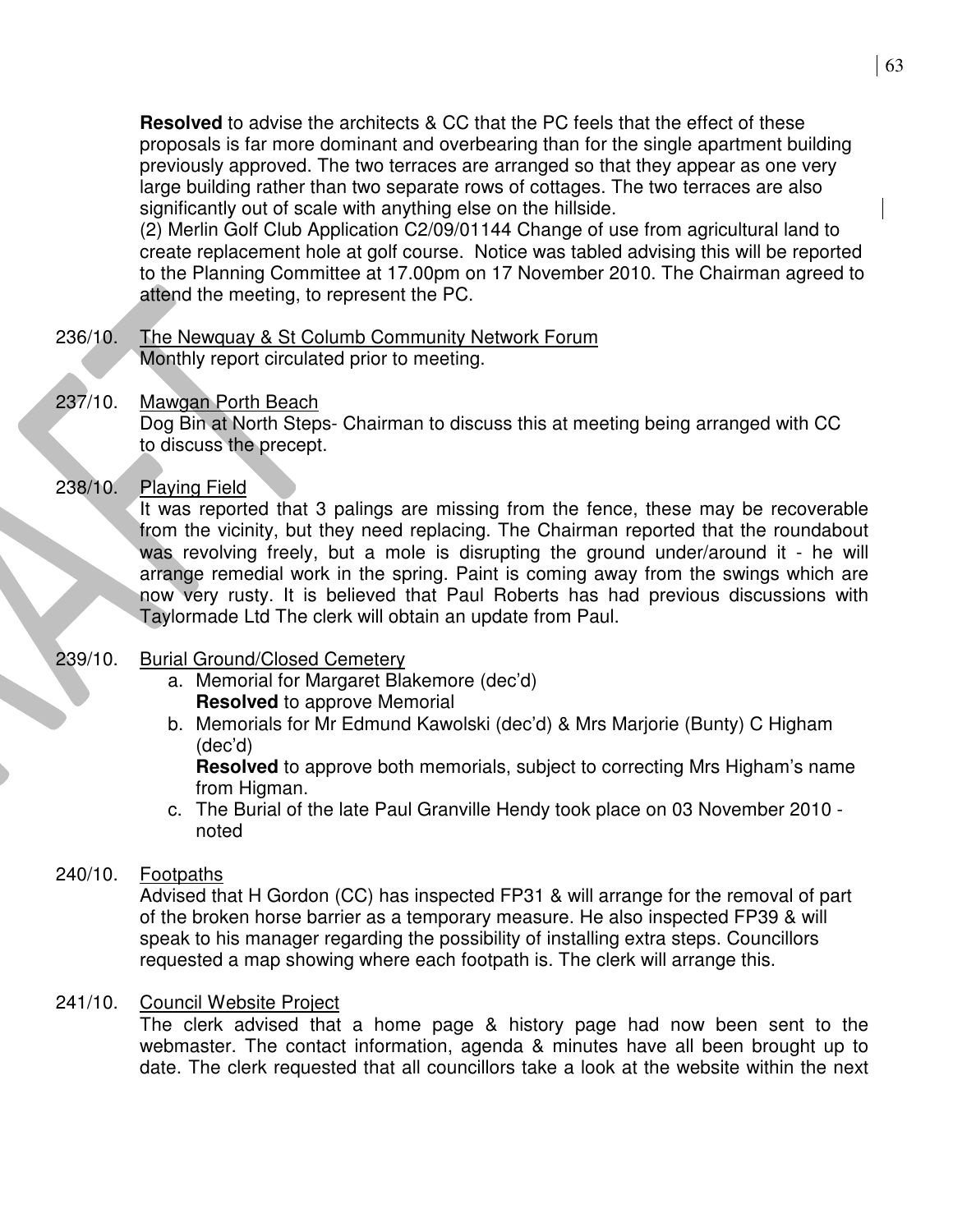**Resolved** to advise the architects & CC that the PC feels that the effect of these proposals is far more dominant and overbearing than for the single apartment building previously approved. The two terraces are arranged so that they appear as one very large building rather than two separate rows of cottages. The two terraces are also significantly out of scale with anything else on the hillside.

(2) Merlin Golf Club Application C2/09/01144 Change of use from agricultural land to create replacement hole at golf course. Notice was tabled advising this will be reported to the Planning Committee at 17.00pm on 17 November 2010. The Chairman agreed to attend the meeting, to represent the PC.

236/10. The Newquay & St Columb Community Network Forum

Monthly report circulated prior to meeting.

237/10. Mawgan Porth Beach

Dog Bin at North Steps- Chairman to discuss this at meeting being arranged with CC to discuss the precept.

238/10. Playing Field

It was reported that 3 palings are missing from the fence, these may be recoverable from the vicinity, but they need replacing. The Chairman reported that the roundabout was revolving freely, but a mole is disrupting the ground under/around it - he will arrange remedial work in the spring. Paint is coming away from the swings which are now very rusty. It is believed that Paul Roberts has had previous discussions with Taylormade Ltd The clerk will obtain an update from Paul.

239/10. Burial Ground/Closed Cemetery

a. Memorial for Margaret Blakemore (dec'd)
   **Resolved** to approve Memorial
b. Memorials for Mr Edmund Kawolski (dec'd) & Mrs Marjorie (Bunty) C Higham (dec'd)
   **Resolved** to approve both memorials, subject to correcting Mrs Higham's name from Higman.
c. The Burial of the late Paul Granville Hendy took place on 03 November 2010 - noted

240/10. Footpaths

Advised that H Gordon (CC) has inspected FP31 & will arrange for the removal of part of the broken horse barrier as a temporary measure. He also inspected FP39 & will speak to his manager regarding the possibility of installing extra steps. Councillors requested a map showing where each footpath is. The clerk will arrange this.

241/10. Council Website Project

The clerk advised that a home page & history page had now been sent to the webmaster. The contact information, agenda & minutes have all been brought up to date. The clerk requested that all councillors take a look at the website within the next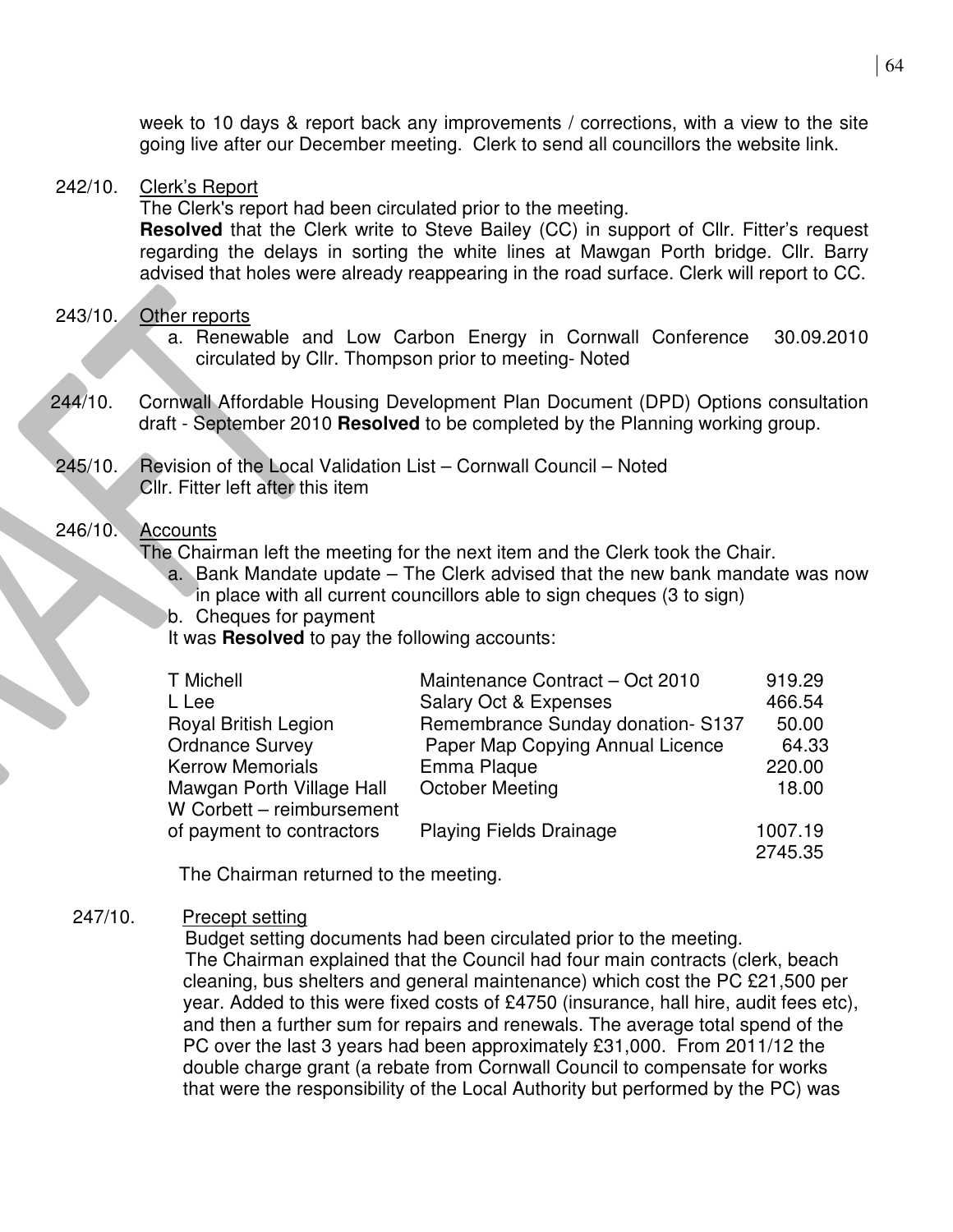week to 10 days & report back any improvements / corrections, with a view to the site going live after our December meeting. Clerk to send all councillors the website link.

242/10. Clerk's Report

The Clerk's report had been circulated prior to the meeting.

**Resolved** that the Clerk write to Steve Bailey (CC) in support of Cllr. Fitter's request regarding the delays in sorting the white lines at Mawgan Porth bridge. Cllr. Barry advised that holes were already reappearing in the road surface. Clerk will report to CC.

243/10. Other reports

a. Renewable and Low Carbon Energy in Cornwall Conference 30.09.2010 circulated by Cllr. Thompson prior to meeting- Noted

244/10. Cornwall Affordable Housing Development Plan Document (DPD) Options consultation draft - September 2010 **Resolved** to be completed by the Planning working group.

245/10. Revision of the Local Validation List – Cornwall Council – Noted
Cllr. Fitter left after this item

246/10. Accounts

The Chairman left the meeting for the next item and the Clerk took the Chair.

a. Bank Mandate update – The Clerk advised that the new bank mandate was now in place with all current councillors able to sign cheques (3 to sign)
b. Cheques for payment

It was **Resolved** to pay the following accounts:

| | | |
|---|---|---|
| T Michell | Maintenance Contract – Oct 2010 | 919.29 |
| L Lee | Salary Oct & Expenses | 466.54 |
| Royal British Legion | Remembrance Sunday donation- S137 | 50.00 |
| Ordnance Survey | Paper Map Copying Annual Licence | 64.33 |
| Kerrow Memorials | Emma Plaque | 220.00 |
| Mawgan Porth Village Hall | October Meeting | 18.00 |
| W Corbett – reimbursement of payment to contractors | Playing Fields Drainage | 1007.19 |
| | | 2745.35 |

The Chairman returned to the meeting.

247/10. Precept setting

Budget setting documents had been circulated prior to the meeting.

The Chairman explained that the Council had four main contracts (clerk, beach cleaning, bus shelters and general maintenance) which cost the PC £21,500 per year. Added to this were fixed costs of £4750 (insurance, hall hire, audit fees etc), and then a further sum for repairs and renewals. The average total spend of the PC over the last 3 years had been approximately £31,000. From 2011/12 the double charge grant (a rebate from Cornwall Council to compensate for works that were the responsibility of the Local Authority but performed by the PC) was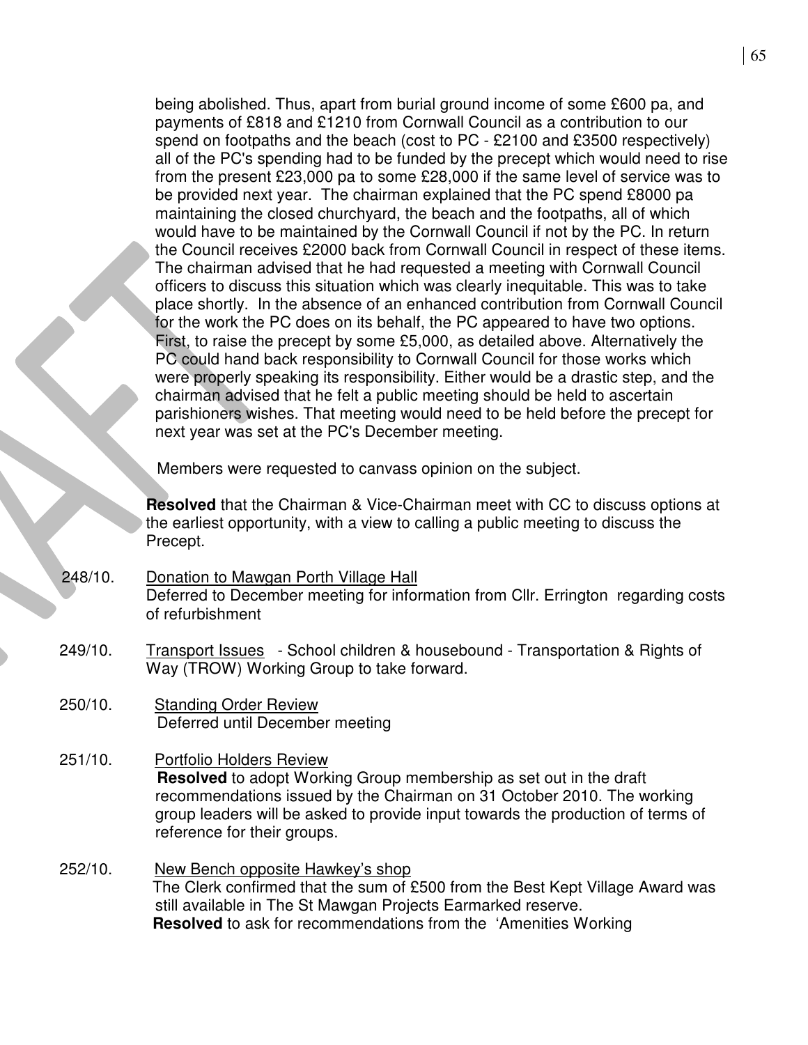being abolished. Thus, apart from burial ground income of some £600 pa, and payments of £818 and £1210 from Cornwall Council as a contribution to our spend on footpaths and the beach (cost to PC - £2100 and £3500 respectively) all of the PC's spending had to be funded by the precept which would need to rise from the present £23,000 pa to some £28,000 if the same level of service was to be provided next year. The chairman explained that the PC spend £8000 pa maintaining the closed churchyard, the beach and the footpaths, all of which would have to be maintained by the Cornwall Council if not by the PC. In return the Council receives £2000 back from Cornwall Council in respect of these items. The chairman advised that he had requested a meeting with Cornwall Council officers to discuss this situation which was clearly inequitable. This was to take place shortly. In the absence of an enhanced contribution from Cornwall Council for the work the PC does on its behalf, the PC appeared to have two options. First, to raise the precept by some £5,000, as detailed above. Alternatively the PC could hand back responsibility to Cornwall Council for those works which were properly speaking its responsibility. Either would be a drastic step, and the chairman advised that he felt a public meeting should be held to ascertain parishioners wishes. That meeting would need to be held before the precept for next year was set at the PC's December meeting.

Members were requested to canvass opinion on the subject.

**Resolved** that the Chairman & Vice-Chairman meet with CC to discuss options at the earliest opportunity, with a view to calling a public meeting to discuss the Precept.

248/10. Donation to Mawgan Porth Village Hall
Deferred to December meeting for information from Cllr. Errington regarding costs of refurbishment

249/10. Transport Issues - School children & housebound - Transportation & Rights of Way (TROW) Working Group to take forward.

250/10. Standing Order Review
Deferred until December meeting

251/10. Portfolio Holders Review
**Resolved** to adopt Working Group membership as set out in the draft recommendations issued by the Chairman on 31 October 2010. The working group leaders will be asked to provide input towards the production of terms of reference for their groups.

252/10. New Bench opposite Hawkey's shop
The Clerk confirmed that the sum of £500 from the Best Kept Village Award was still available in The St Mawgan Projects Earmarked reserve.
**Resolved** to ask for recommendations from the 'Amenities Working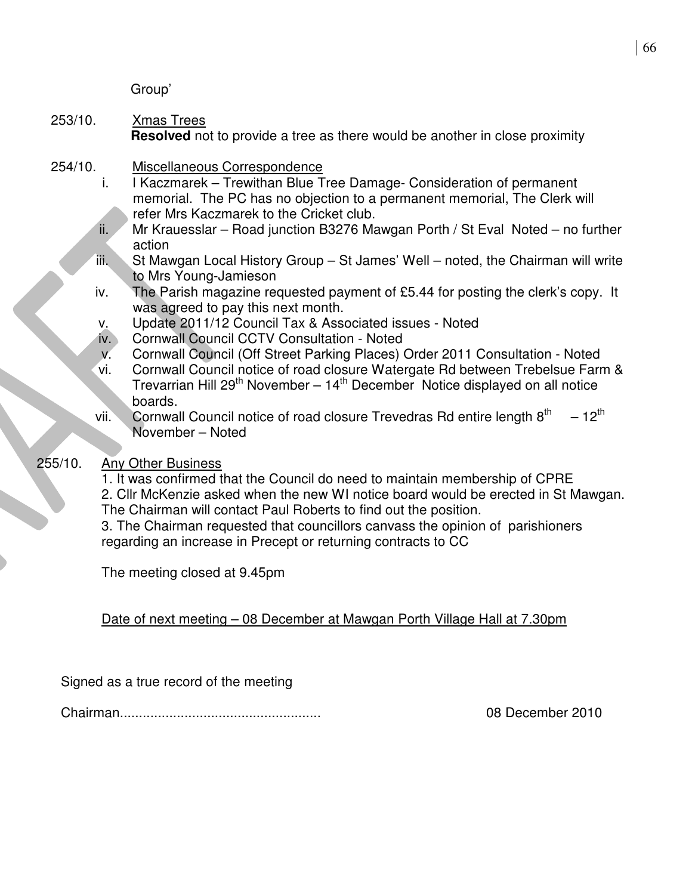Group'

253/10. Xmas Trees
**Resolved** not to provide a tree as there would be another in close proximity

254/10. Miscellaneous Correspondence

i. I Kaczmarek – Trewithan Blue Tree Damage- Consideration of permanent memorial. The PC has no objection to a permanent memorial, The Clerk will refer Mrs Kaczmarek to the Cricket club.
ii. Mr Krauesslar – Road junction B3276 Mawgan Porth / St Eval Noted – no further action
iii. St Mawgan Local History Group – St James' Well – noted, the Chairman will write to Mrs Young-Jamieson
iv. The Parish magazine requested payment of £5.44 for posting the clerk's copy. It was agreed to pay this next month.
v. Update 2011/12 Council Tax & Associated issues - Noted
iv. Cornwall Council CCTV Consultation - Noted
v. Cornwall Council (Off Street Parking Places) Order 2011 Consultation - Noted
vi. Cornwall Council notice of road closure Watergate Rd between Trebelsue Farm & Trevarrian Hill 29th November – 14th December Notice displayed on all notice boards.
vii. Cornwall Council notice of road closure Trevedras Rd entire length 8th – 12th November – Noted

255/10. Any Other Business

1. It was confirmed that the Council do need to maintain membership of CPRE
2. Cllr McKenzie asked when the new WI notice board would be erected in St Mawgan. The Chairman will contact Paul Roberts to find out the position.
3. The Chairman requested that councillors canvass the opinion of parishioners regarding an increase in Precept or returning contracts to CC

The meeting closed at 9.45pm

Date of next meeting – 08 December at Mawgan Porth Village Hall at 7.30pm

Signed as a true record of the meeting

Chairman.................................................... 08 December 2010